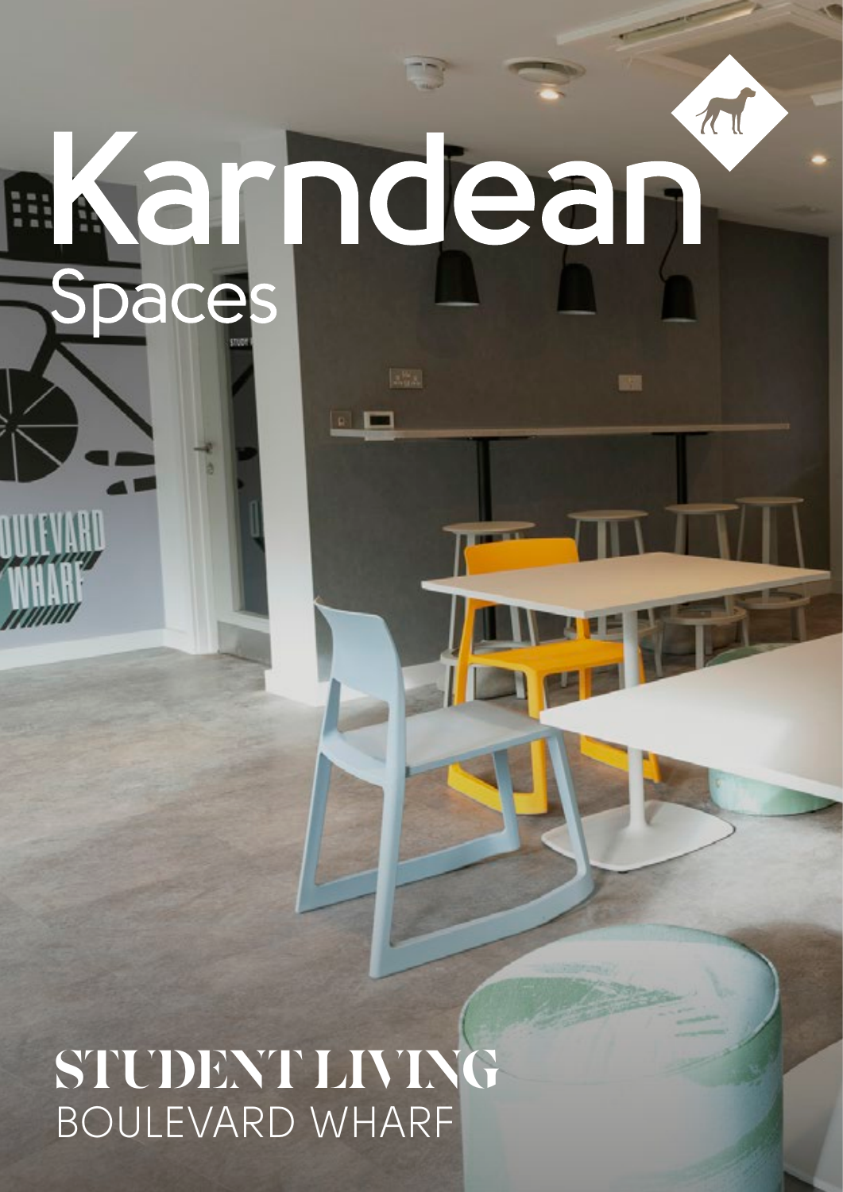# Karndean Spaces

## STUDENT LIVING
BOULEVARD WHARF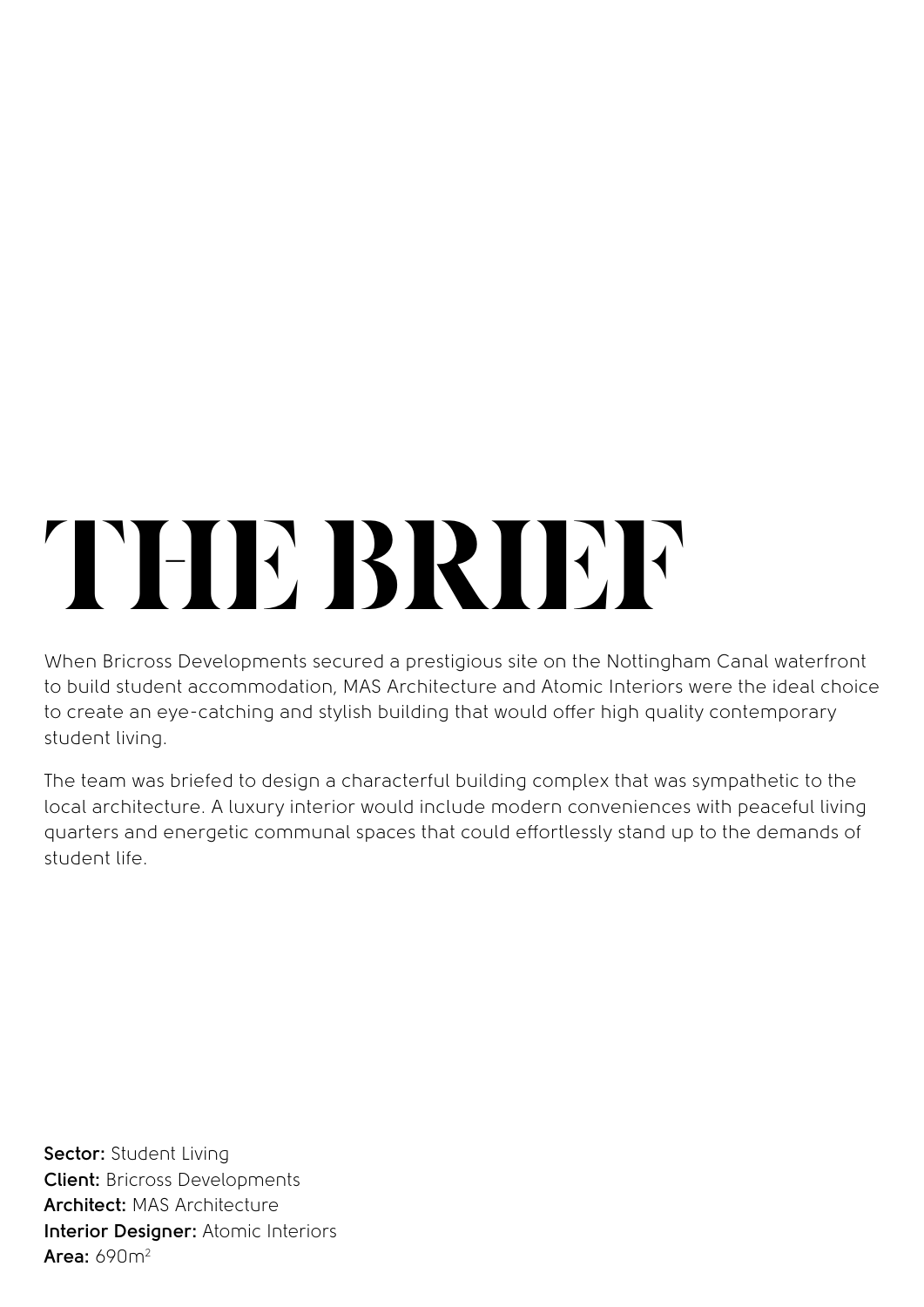# THE BRIEF

When Bricross Developments secured a prestigious site on the Nottingham Canal waterfront to build student accommodation, MAS Architecture and Atomic Interiors were the ideal choice to create an eye-catching and stylish building that would offer high quality contemporary student living.

The team was briefed to design a characterful building complex that was sympathetic to the local architecture. A luxury interior would include modern conveniences with peaceful living quarters and energetic communal spaces that could effortlessly stand up to the demands of student life.

**Sector:** Student Living
**Client:** Bricross Developments
**Architect:** MAS Architecture
**Interior Designer:** Atomic Interiors
**Area:** 690m$^2$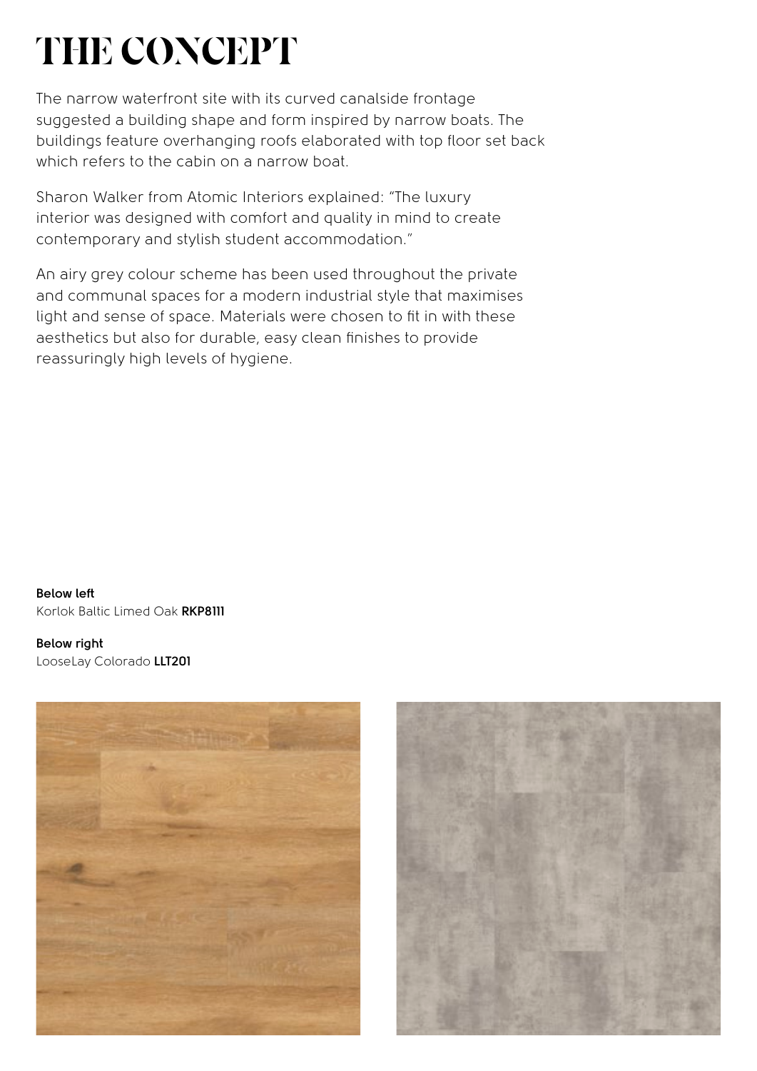# THE CONCEPT

The narrow waterfront site with its curved canalside frontage suggested a building shape and form inspired by narrow boats. The buildings feature overhanging roofs elaborated with top floor set back which refers to the cabin on a narrow boat.

Sharon Walker from Atomic Interiors explained: "The luxury interior was designed with comfort and quality in mind to create contemporary and stylish student accommodation."

An airy grey colour scheme has been used throughout the private and communal spaces for a modern industrial style that maximises light and sense of space. Materials were chosen to fit in with these aesthetics but also for durable, easy clean finishes to provide reassuringly high levels of hygiene.

**Below left**
Korlok Baltic Limed Oak **RKP8111**

**Below right**
LooseLay Colorado **LLT201**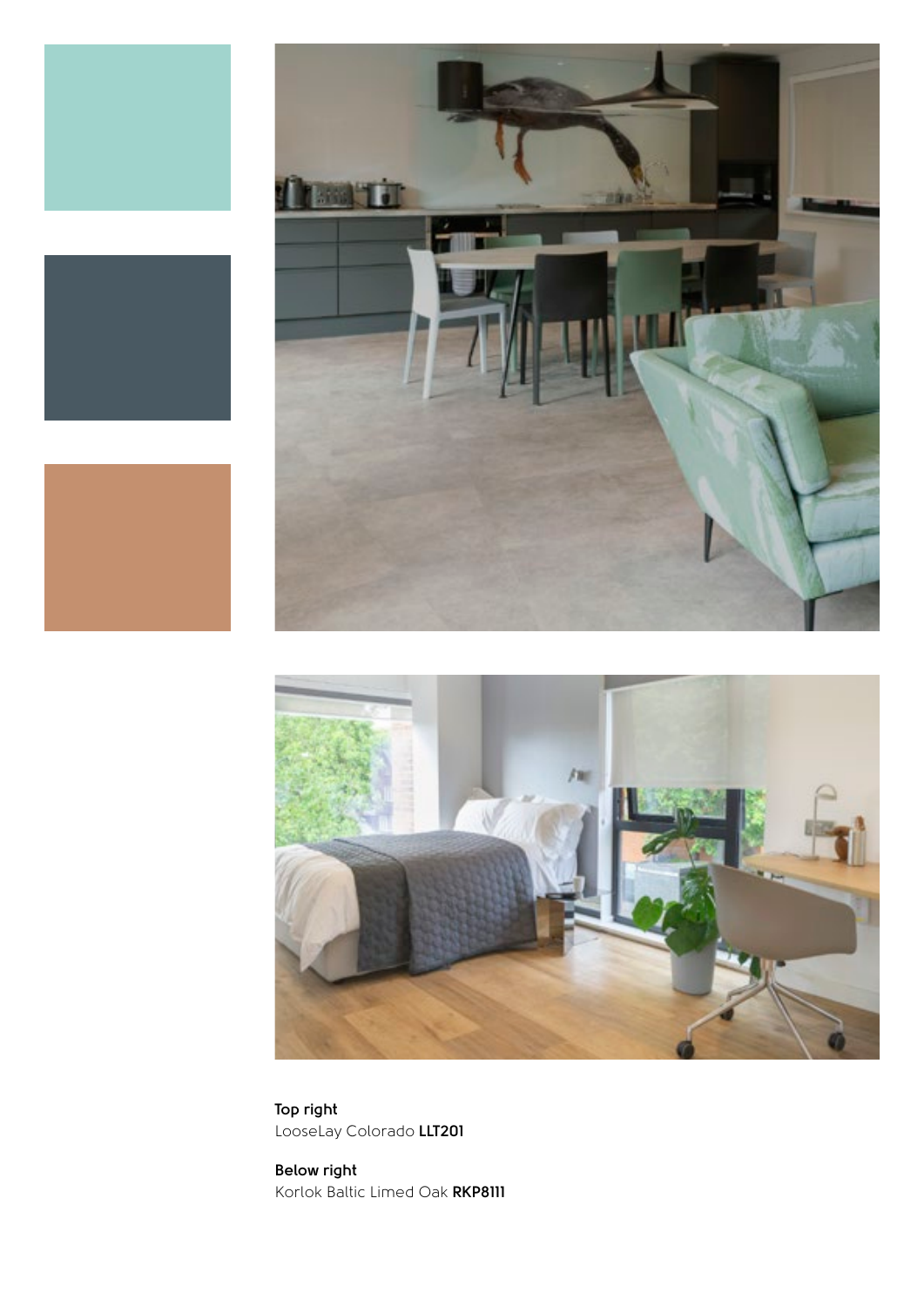**Top right**
LooseLay Colorado **LLT201**

**Below right**
Korlok Baltic Limed Oak **RKP8111**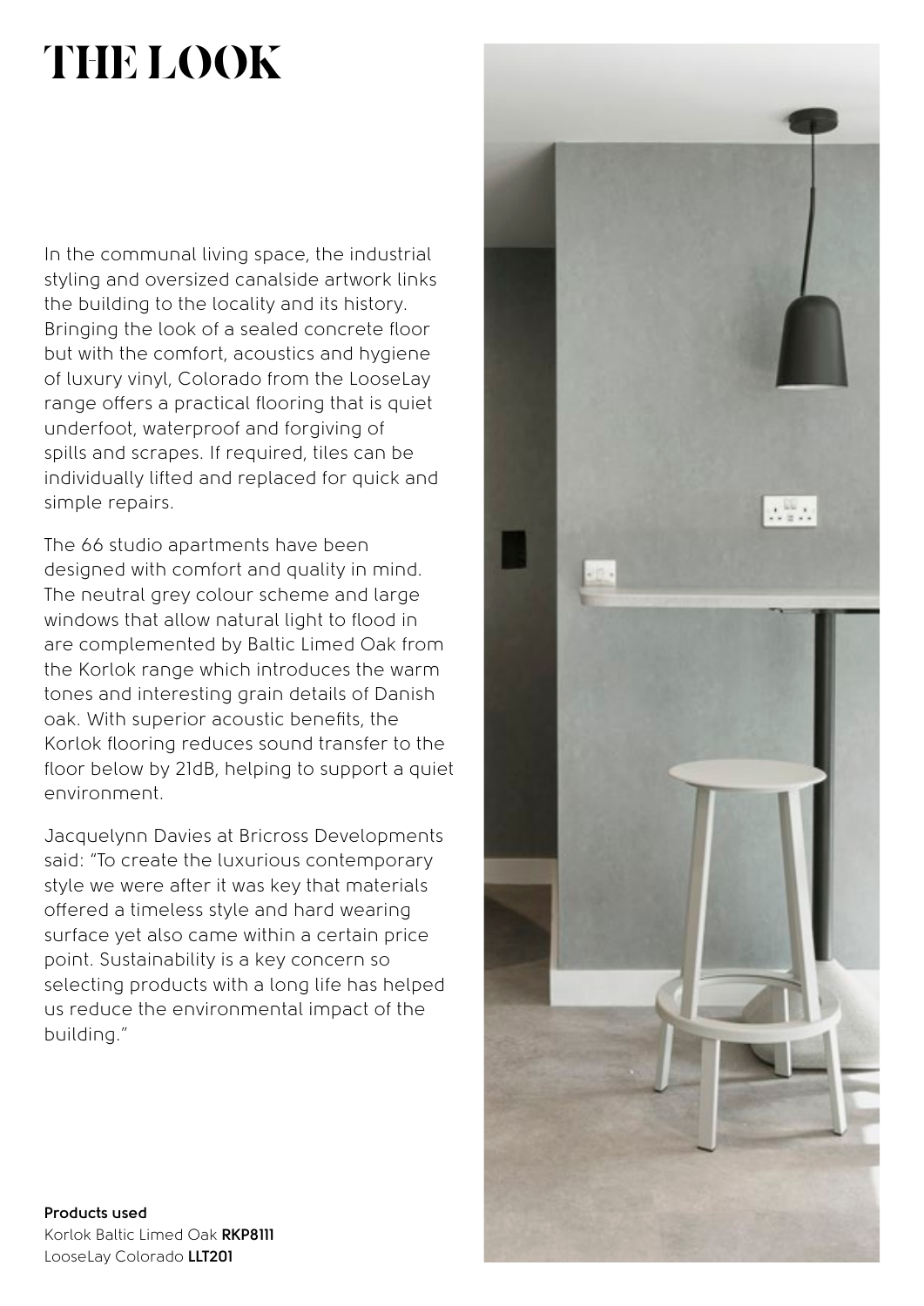# THE LOOK

In the communal living space, the industrial styling and oversized canalside artwork links the building to the locality and its history. Bringing the look of a sealed concrete floor but with the comfort, acoustics and hygiene of luxury vinyl, Colorado from the LooseLay range offers a practical flooring that is quiet underfoot, waterproof and forgiving of spills and scrapes. If required, tiles can be individually lifted and replaced for quick and simple repairs.

The 66 studio apartments have been designed with comfort and quality in mind. The neutral grey colour scheme and large windows that allow natural light to flood in are complemented by Baltic Limed Oak from the Korlok range which introduces the warm tones and interesting grain details of Danish oak. With superior acoustic benefits, the Korlok flooring reduces sound transfer to the floor below by 21dB, helping to support a quiet environment.

Jacquelynn Davies at Bricross Developments said: "To create the luxurious contemporary style we were after it was key that materials offered a timeless style and hard wearing surface yet also came within a certain price point. Sustainability is a key concern so selecting products with a long life has helped us reduce the environmental impact of the building."

**Products used**
Korlok Baltic Limed Oak **RKP8111**
LooseLay Colorado **LLT201**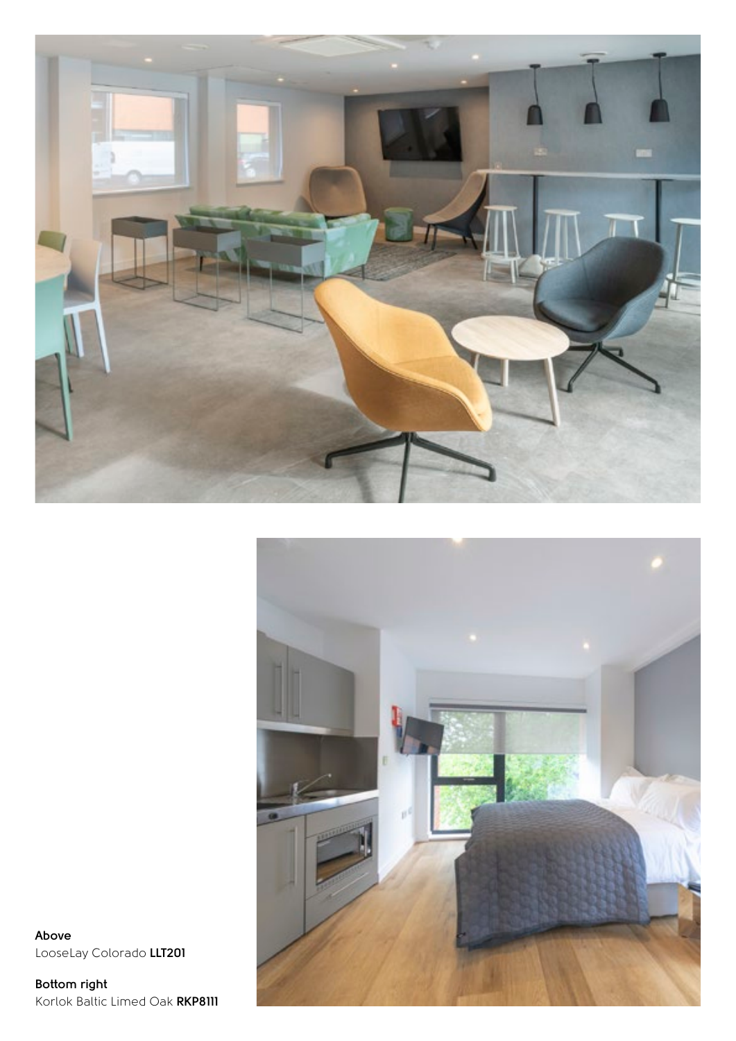**Above**
LooseLay Colorado **LLT201**

**Bottom right**
Korlok Baltic Limed Oak **RKP8111**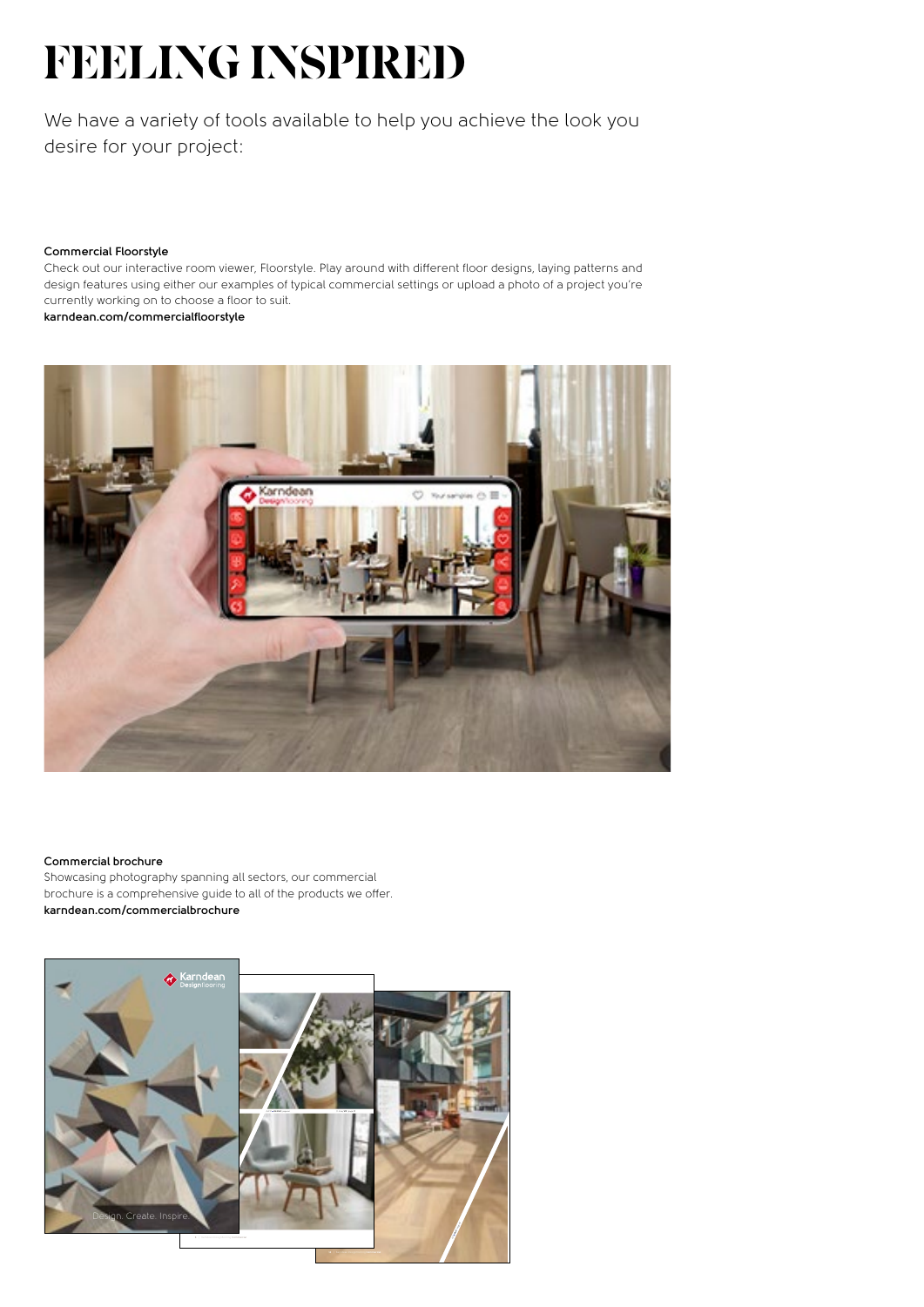# FEELING INSPIRED

We have a variety of tools available to help you achieve the look you desire for your project:

**Commercial Floorstyle**

Check out our interactive room viewer, Floorstyle. Play around with different floor designs, laying patterns and design features using either our examples of typical commercial settings or upload a photo of a project you're currently working on to choose a floor to suit.

**karndean.com/commercialfloorstyle**

**Commercial brochure**

Showcasing photography spanning all sectors, our commercial brochure is a comprehensive guide to all of the products we offer.

**karndean.com/commercialbrochure**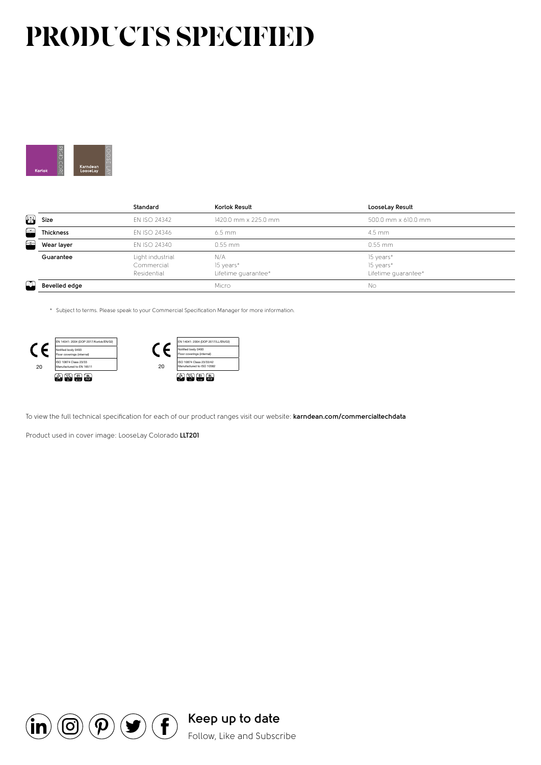# PRODUCTS SPECIFIED

Korlok RIGID CORE

Karndean LooseLay LOOSE LAY

| | Standard | Korlok Result | LooseLay Result |
|---|---|---|---|
| Size | EN ISO 24342 | 1420.0 mm x 225.0 mm | 500.0 mm x 610.0 mm |
| Thickness | EN ISO 24346 | 6.5 mm | 4.5 mm |
| Wear layer | EN ISO 24340 | 0.55 mm | 0.55 mm |
| Guarantee | Light industrial<br>Commercial<br>Residential | N/A<br>15 years*<br>Lifetime guarantee* | 15 years*<br>15 years*<br>Lifetime guarantee* |
| Bevelled edge | | Micro | No |

\* Subject to terms. Please speak to your Commercial Specification Manager for more information.

CE 20
EN 14041: 2004 (DOP 2017/Korlok/EN/02)
Notified body 0493
Floor coverings (internal)
ISO 10874 Class 23/33
Manufactured to EN 16511

CE 20
EN 14041: 2004 (DOP 2017/LL/EN/02)
Notified body 0493
Floor coverings (internal)
ISO 10874 Class 23/33/42
Manufactured to ISO 10582

To view the full technical specification for each of our product ranges visit our website: **karndean.com/commercialtechdata**

Product used in cover image: LooseLay Colorado **LLT201**

**Keep up to date**

Follow, Like and Subscribe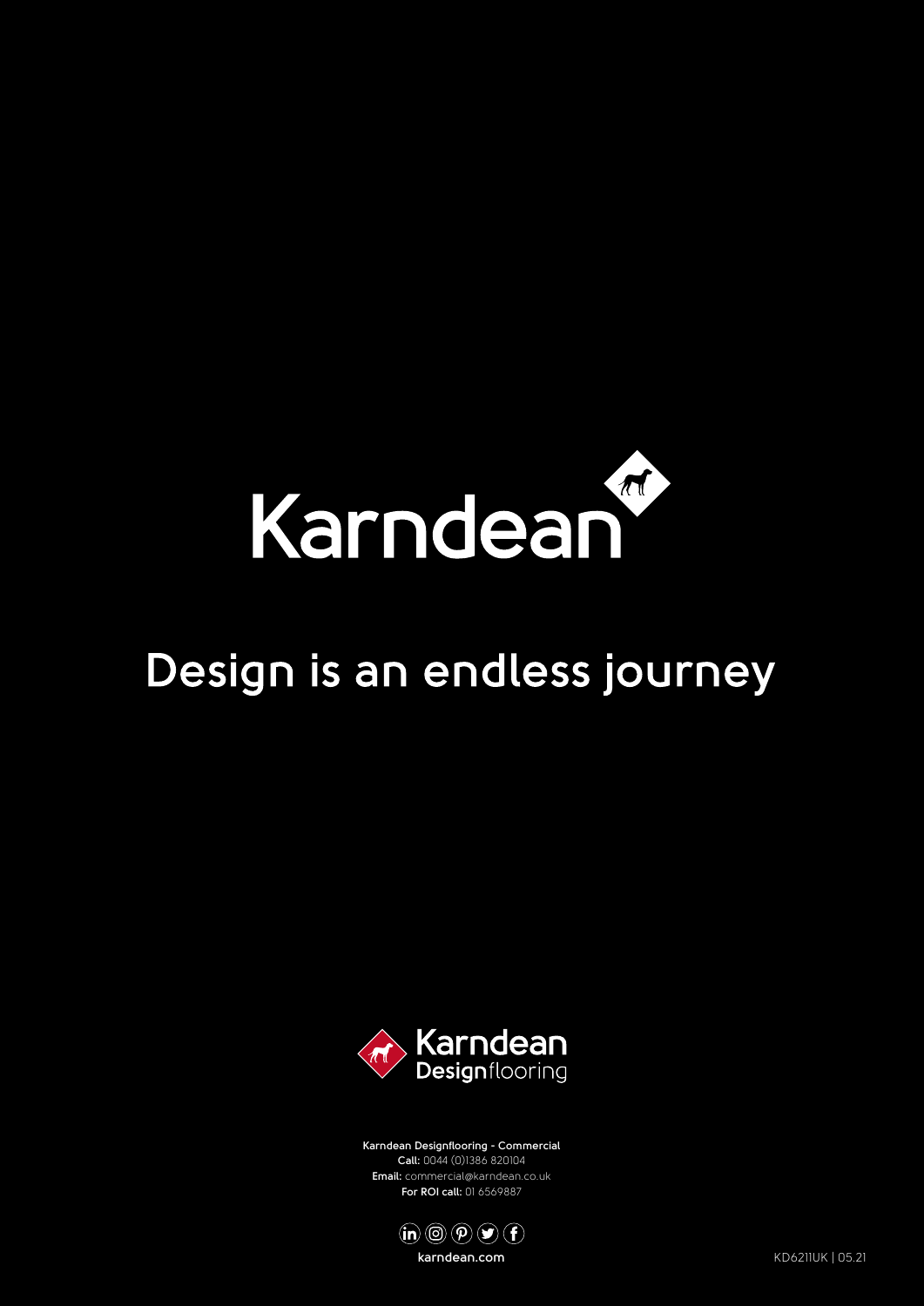# Karndean

## Design is an endless journey

Karndean Designflooring

**Karndean Designflooring - Commercial**
**Call:** 0044 (0)1386 820104
**Email:** commercial@karndean.co.uk
**For ROI call:** 01 6569887

**karndean.com**

KD6211UK | 05.21